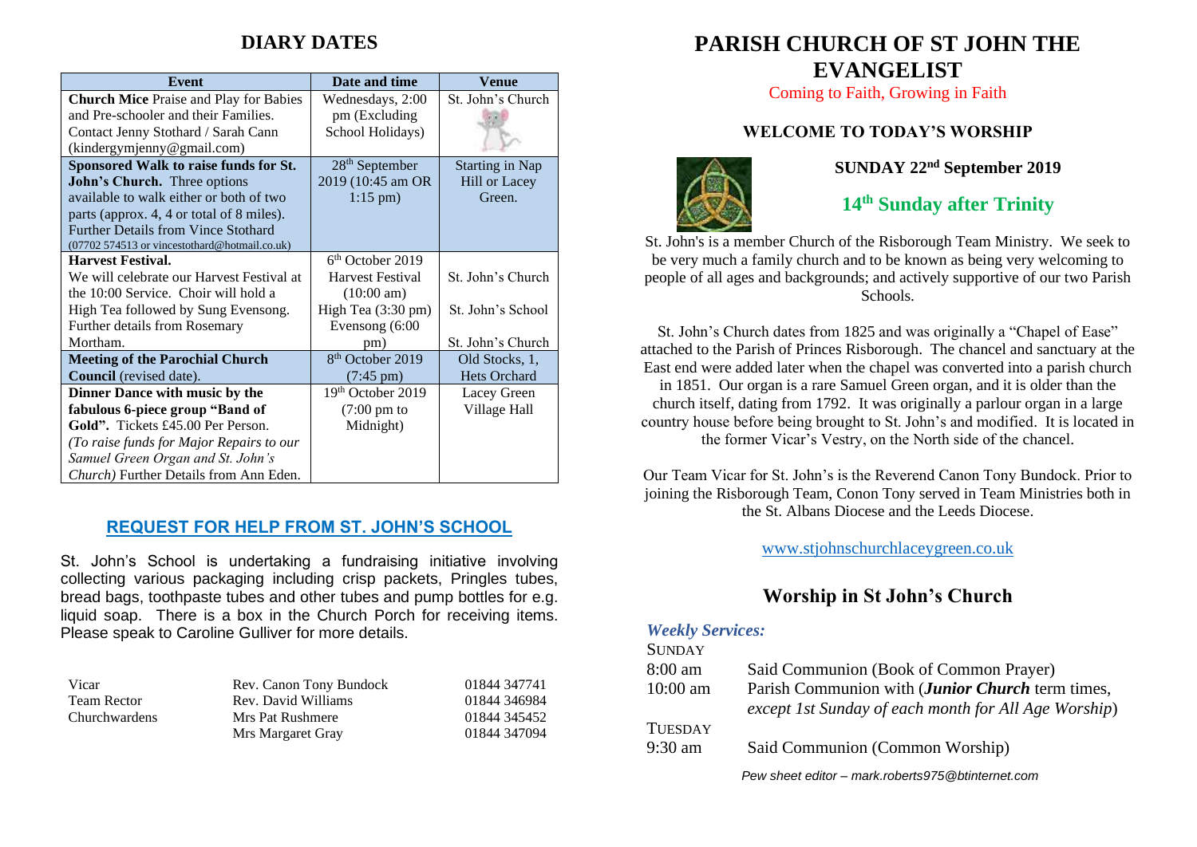## DIARY DATES

| Event | Date and time | Venue |
|---|---|---|
| **Church Mice** Praise and Play for Babies and Pre-schooler and their Families. Contact Jenny Stothard / Sarah Cann (kindergymjenny@gmail.com) | Wednesdays, 2:00 pm (Excluding School Holidays) | St. John's Church |
| **Sponsored Walk to raise funds for St. John's Church.** Three options available to walk either or both of two parts (approx. 4, 4 or total of 8 miles). Further Details from Vince Stothard (07702 574513 or vincestothard@hotmail.co.uk) | 28th September 2019 (10:45 am OR 1:15 pm) | Starting in Nap Hill or Lacey Green. |
| **Harvest Festival.** We will celebrate our Harvest Festival at the 10:00 Service. Choir will hold a High Tea followed by Sung Evensong. Further details from Rosemary Mortham. | 6th October 2019 Harvest Festival (10:00 am) High Tea (3:30 pm) Evensong (6:00 pm) | St. John's Church St. John's School St. John's Church |
| **Meeting of the Parochial Church Council** (revised date). | 8th October 2019 (7:45 pm) | Old Stocks, 1, Hets Orchard |
| **Dinner Dance with music by the fabulous 6-piece group "Band of Gold".** Tickets £45.00 Per Person. *(To raise funds for Major Repairs to our Samuel Green Organ and St. John's Church)* Further Details from Ann Eden. | 19th October 2019 (7:00 pm to Midnight) | Lacey Green Village Hall |

### REQUEST FOR HELP FROM ST. JOHN'S SCHOOL

St. John's School is undertaking a fundraising initiative involving collecting various packaging including crisp packets, Pringles tubes, bread bags, toothpaste tubes and other tubes and pump bottles for e.g. liquid soap. There is a box in the Church Porch for receiving items. Please speak to Caroline Gulliver for more details.

| | | |
|---|---|---|
| Vicar | Rev. Canon Tony Bundock | 01844 347741 |
| Team Rector | Rev. David Williams | 01844 346984 |
| Churchwardens | Mrs Pat Rushmere | 01844 345452 |
| | Mrs Margaret Gray | 01844 347094 |

# PARISH CHURCH OF ST JOHN THE EVANGELIST

Coming to Faith, Growing in Faith

### WELCOME TO TODAY'S WORSHIP

**SUNDAY 22nd September 2019**

## 14th Sunday after Trinity

St. John's is a member Church of the Risborough Team Ministry. We seek to be very much a family church and to be known as being very welcoming to people of all ages and backgrounds; and actively supportive of our two Parish Schools.

St. John's Church dates from 1825 and was originally a "Chapel of Ease" attached to the Parish of Princes Risborough. The chancel and sanctuary at the East end were added later when the chapel was converted into a parish church in 1851. Our organ is a rare Samuel Green organ, and it is older than the church itself, dating from 1792. It was originally a parlour organ in a large country house before being brought to St. John's and modified. It is located in the former Vicar's Vestry, on the North side of the chancel.

Our Team Vicar for St. John's is the Reverend Canon Tony Bundock. Prior to joining the Risborough Team, Conon Tony served in Team Ministries both in the St. Albans Diocese and the Leeds Diocese.

www.stjohnschurchlaceygreen.co.uk

## Worship in St John's Church

***Weekly Services:***

SUNDAY

8:00 am — Said Communion (Book of Common Prayer)

10:00 am — Parish Communion with (***Junior Church*** term times, *except 1st Sunday of each month for All Age Worship*)

TUESDAY

9:30 am — Said Communion (Common Worship)

*Pew sheet editor – mark.roberts975@btinternet.com*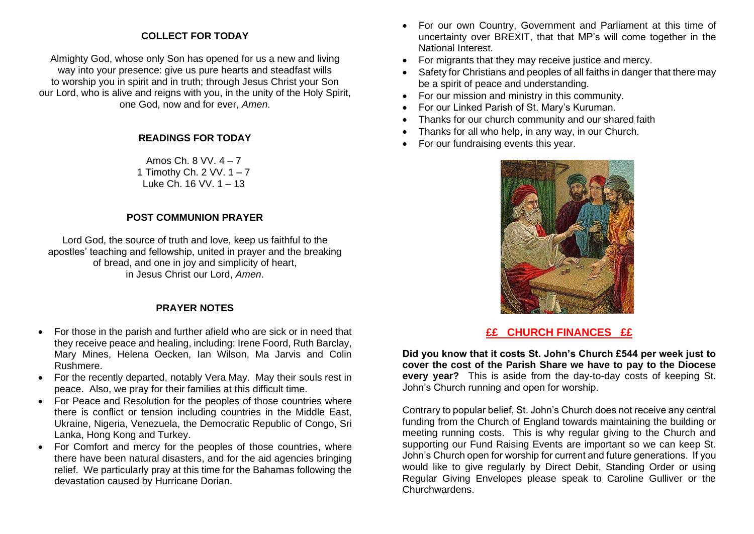## COLLECT FOR TODAY

Almighty God, whose only Son has opened for us a new and living way into your presence: give us pure hearts and steadfast wills to worship you in spirit and in truth; through Jesus Christ your Son our Lord, who is alive and reigns with you, in the unity of the Holy Spirit, one God, now and for ever, *Amen*.

## READINGS FOR TODAY

Amos Ch. 8 VV. 4 – 7
1 Timothy Ch. 2 VV. 1 – 7
Luke Ch. 16 VV. 1 – 13

## POST COMMUNION PRAYER

Lord God, the source of truth and love, keep us faithful to the apostles' teaching and fellowship, united in prayer and the breaking of bread, and one in joy and simplicity of heart, in Jesus Christ our Lord, *Amen*.

## PRAYER NOTES

- For those in the parish and further afield who are sick or in need that they receive peace and healing, including: Irene Foord, Ruth Barclay, Mary Mines, Helena Oecken, Ian Wilson, Ma Jarvis and Colin Rushmere.
- For the recently departed, notably Vera May. May their souls rest in peace. Also, we pray for their families at this difficult time.
- For Peace and Resolution for the peoples of those countries where there is conflict or tension including countries in the Middle East, Ukraine, Nigeria, Venezuela, the Democratic Republic of Congo, Sri Lanka, Hong Kong and Turkey.
- For Comfort and mercy for the peoples of those countries, where there have been natural disasters, and for the aid agencies bringing relief. We particularly pray at this time for the Bahamas following the devastation caused by Hurricane Dorian.
- For our own Country, Government and Parliament at this time of uncertainty over BREXIT, that that MP's will come together in the National Interest.
- For migrants that they may receive justice and mercy.
- Safety for Christians and peoples of all faiths in danger that there may be a spirit of peace and understanding.
- For our mission and ministry in this community.
- For our Linked Parish of St. Mary's Kuruman.
- Thanks for our church community and our shared faith
- Thanks for all who help, in any way, in our Church.
- For our fundraising events this year.

## ££ CHURCH FINANCES ££

**Did you know that it costs St. John's Church £544 per week just to cover the cost of the Parish Share we have to pay to the Diocese every year?** This is aside from the day-to-day costs of keeping St. John's Church running and open for worship.

Contrary to popular belief, St. John's Church does not receive any central funding from the Church of England towards maintaining the building or meeting running costs. This is why regular giving to the Church and supporting our Fund Raising Events are important so we can keep St. John's Church open for worship for current and future generations. If you would like to give regularly by Direct Debit, Standing Order or using Regular Giving Envelopes please speak to Caroline Gulliver or the Churchwardens.